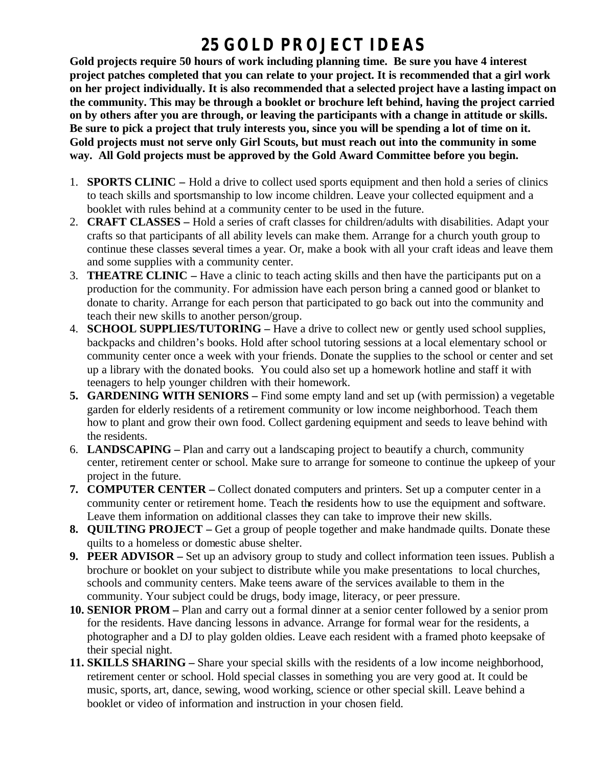# 25 GOLD PROJECT IDEAS

**Gold projects require 50 hours of work including planning time. Be sure you have 4 interest project patches completed that you can relate to your project. It is recommended that a girl work on her project individually. It is also recommended that a selected project have a lasting impact on the community. This may be through a booklet or brochure left behind, having the project carried on by others after you are through, or leaving the participants with a change in attitude or skills. Be sure to pick a project that truly interests you, since you will be spending a lot of time on it. Gold projects must not serve only Girl Scouts, but must reach out into the community in some way. All Gold projects must be approved by the Gold Award Committee before you begin.**

1. **SPORTS CLINIC –** Hold a drive to collect used sports equipment and then hold a series of clinics to teach skills and sportsmanship to low income children. Leave your collected equipment and a booklet with rules behind at a community center to be used in the future.
2. **CRAFT CLASSES –** Hold a series of craft classes for children/adults with disabilities. Adapt your crafts so that participants of all ability levels can make them. Arrange for a church youth group to continue these classes several times a year. Or, make a book with all your craft ideas and leave them and some supplies with a community center.
3. **THEATRE CLINIC –** Have a clinic to teach acting skills and then have the participants put on a production for the community. For admission have each person bring a canned good or blanket to donate to charity. Arrange for each person that participated to go back out into the community and teach their new skills to another person/group.
4. **SCHOOL SUPPLIES/TUTORING –** Have a drive to collect new or gently used school supplies, backpacks and children's books. Hold after school tutoring sessions at a local elementary school or community center once a week with your friends. Donate the supplies to the school or center and set up a library with the donated books. You could also set up a homework hotline and staff it with teenagers to help younger children with their homework.
5. **GARDENING WITH SENIORS –** Find some empty land and set up (with permission) a vegetable garden for elderly residents of a retirement community or low income neighborhood. Teach them how to plant and grow their own food. Collect gardening equipment and seeds to leave behind with the residents.
6. **LANDSCAPING –** Plan and carry out a landscaping project to beautify a church, community center, retirement center or school. Make sure to arrange for someone to continue the upkeep of your project in the future.
7. **COMPUTER CENTER –** Collect donated computers and printers. Set up a computer center in a community center or retirement home. Teach the residents how to use the equipment and software. Leave them information on additional classes they can take to improve their new skills.
8. **QUILTING PROJECT –** Get a group of people together and make handmade quilts. Donate these quilts to a homeless or domestic abuse shelter.
9. **PEER ADVISOR –** Set up an advisory group to study and collect information teen issues. Publish a brochure or booklet on your subject to distribute while you make presentations to local churches, schools and community centers. Make teens aware of the services available to them in the community. Your subject could be drugs, body image, literacy, or peer pressure.
10. **SENIOR PROM –** Plan and carry out a formal dinner at a senior center followed by a senior prom for the residents. Have dancing lessons in advance. Arrange for formal wear for the residents, a photographer and a DJ to play golden oldies. Leave each resident with a framed photo keepsake of their special night.
11. **SKILLS SHARING –** Share your special skills with the residents of a low income neighborhood, retirement center or school. Hold special classes in something you are very good at. It could be music, sports, art, dance, sewing, wood working, science or other special skill. Leave behind a booklet or video of information and instruction in your chosen field.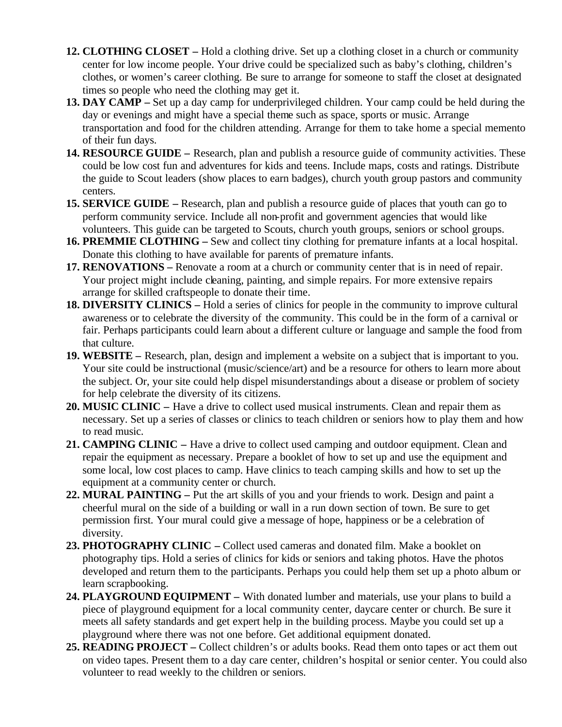12. **CLOTHING CLOSET –** Hold a clothing drive. Set up a clothing closet in a church or community center for low income people. Your drive could be specialized such as baby's clothing, children's clothes, or women's career clothing. Be sure to arrange for someone to staff the closet at designated times so people who need the clothing may get it.
13. **DAY CAMP –** Set up a day camp for underprivileged children. Your camp could be held during the day or evenings and might have a special theme such as space, sports or music. Arrange transportation and food for the children attending. Arrange for them to take home a special memento of their fun days.
14. **RESOURCE GUIDE –** Research, plan and publish a resource guide of community activities. These could be low cost fun and adventures for kids and teens. Include maps, costs and ratings. Distribute the guide to Scout leaders (show places to earn badges), church youth group pastors and community centers.
15. **SERVICE GUIDE –** Research, plan and publish a resource guide of places that youth can go to perform community service. Include all non-profit and government agencies that would like volunteers. This guide can be targeted to Scouts, church youth groups, seniors or school groups.
16. **PREMMIE CLOTHING –** Sew and collect tiny clothing for premature infants at a local hospital. Donate this clothing to have available for parents of premature infants.
17. **RENOVATIONS –** Renovate a room at a church or community center that is in need of repair. Your project might include cleaning, painting, and simple repairs. For more extensive repairs arrange for skilled craftspeople to donate their time.
18. **DIVERSITY CLINICS –** Hold a series of clinics for people in the community to improve cultural awareness or to celebrate the diversity of the community. This could be in the form of a carnival or fair. Perhaps participants could learn about a different culture or language and sample the food from that culture.
19. **WEBSITE –** Research, plan, design and implement a website on a subject that is important to you. Your site could be instructional (music/science/art) and be a resource for others to learn more about the subject. Or, your site could help dispel misunderstandings about a disease or problem of society for help celebrate the diversity of its citizens.
20. **MUSIC CLINIC –** Have a drive to collect used musical instruments. Clean and repair them as necessary. Set up a series of classes or clinics to teach children or seniors how to play them and how to read music.
21. **CAMPING CLINIC –** Have a drive to collect used camping and outdoor equipment. Clean and repair the equipment as necessary. Prepare a booklet of how to set up and use the equipment and some local, low cost places to camp. Have clinics to teach camping skills and how to set up the equipment at a community center or church.
22. **MURAL PAINTING –** Put the art skills of you and your friends to work. Design and paint a cheerful mural on the side of a building or wall in a run down section of town. Be sure to get permission first. Your mural could give a message of hope, happiness or be a celebration of diversity.
23. **PHOTOGRAPHY CLINIC –** Collect used cameras and donated film. Make a booklet on photography tips. Hold a series of clinics for kids or seniors and taking photos. Have the photos developed and return them to the participants. Perhaps you could help them set up a photo album or learn scrapbooking.
24. **PLAYGROUND EQUIPMENT –** With donated lumber and materials, use your plans to build a piece of playground equipment for a local community center, daycare center or church. Be sure it meets all safety standards and get expert help in the building process. Maybe you could set up a playground where there was not one before. Get additional equipment donated.
25. **READING PROJECT –** Collect children's or adults books. Read them onto tapes or act them out on video tapes. Present them to a day care center, children's hospital or senior center. You could also volunteer to read weekly to the children or seniors.